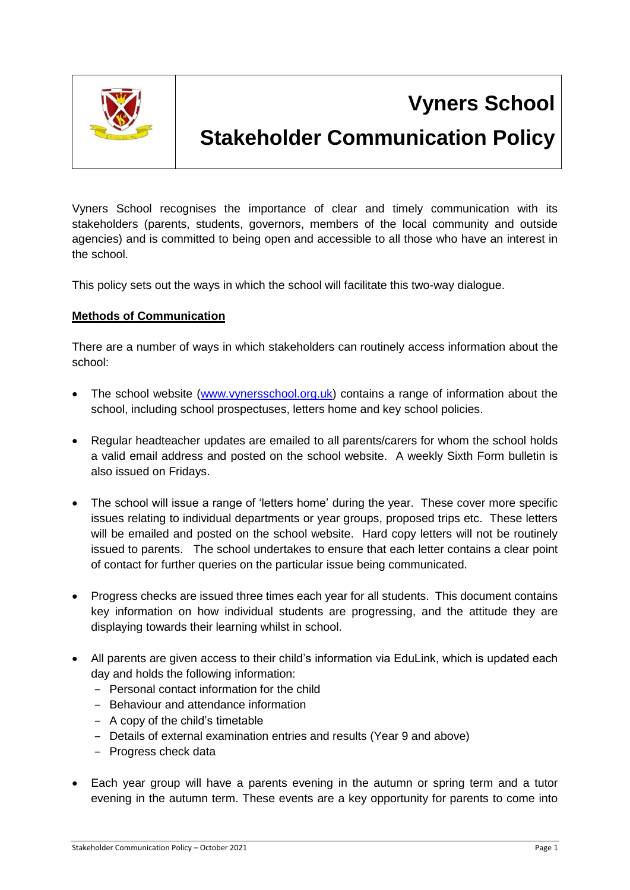# Vyners School

# Stakeholder Communication Policy

Vyners School recognises the importance of clear and timely communication with its stakeholders (parents, students, governors, members of the local community and outside agencies) and is committed to being open and accessible to all those who have an interest in the school.

This policy sets out the ways in which the school will facilitate this two-way dialogue.

## Methods of Communication

There are a number of ways in which stakeholders can routinely access information about the school:

- The school website (www.vynersschool.org.uk) contains a range of information about the school, including school prospectuses, letters home and key school policies.
- Regular headteacher updates are emailed to all parents/carers for whom the school holds a valid email address and posted on the school website. A weekly Sixth Form bulletin is also issued on Fridays.
- The school will issue a range of 'letters home' during the year. These cover more specific issues relating to individual departments or year groups, proposed trips etc. These letters will be emailed and posted on the school website. Hard copy letters will not be routinely issued to parents. The school undertakes to ensure that each letter contains a clear point of contact for further queries on the particular issue being communicated.
- Progress checks are issued three times each year for all students. This document contains key information on how individual students are progressing, and the attitude they are displaying towards their learning whilst in school.
- All parents are given access to their child's information via EduLink, which is updated each day and holds the following information:
  - Personal contact information for the child
  - Behaviour and attendance information
  - A copy of the child's timetable
  - Details of external examination entries and results (Year 9 and above)
  - Progress check data
- Each year group will have a parents evening in the autumn or spring term and a tutor evening in the autumn term. These events are a key opportunity for parents to come into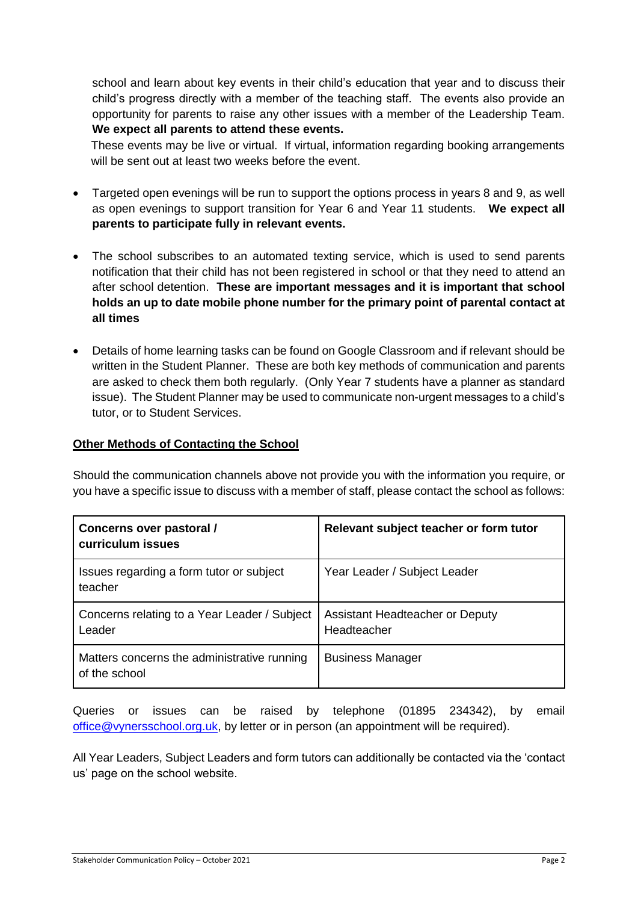school and learn about key events in their child's education that year and to discuss their child's progress directly with a member of the teaching staff. The events also provide an opportunity for parents to raise any other issues with a member of the Leadership Team. **We expect all parents to attend these events.**

These events may be live or virtual. If virtual, information regarding booking arrangements will be sent out at least two weeks before the event.

- Targeted open evenings will be run to support the options process in years 8 and 9, as well as open evenings to support transition for Year 6 and Year 11 students. **We expect all parents to participate fully in relevant events.**

- The school subscribes to an automated texting service, which is used to send parents notification that their child has not been registered in school or that they need to attend an after school detention. **These are important messages and it is important that school holds an up to date mobile phone number for the primary point of parental contact at all times**

- Details of home learning tasks can be found on Google Classroom and if relevant should be written in the Student Planner. These are both key methods of communication and parents are asked to check them both regularly. (Only Year 7 students have a planner as standard issue). The Student Planner may be used to communicate non-urgent messages to a child's tutor, or to Student Services.

## Other Methods of Contacting the School

Should the communication channels above not provide you with the information you require, or you have a specific issue to discuss with a member of staff, please contact the school as follows:

| **Concerns over pastoral / curriculum issues** | **Relevant subject teacher or form tutor** |
|---|---|
| Issues regarding a form tutor or subject teacher | Year Leader / Subject Leader |
| Concerns relating to a Year Leader / Subject Leader | Assistant Headteacher or Deputy Headteacher |
| Matters concerns the administrative running of the school | Business Manager |

Queries or issues can be raised by telephone (01895 234342), by email office@vynersschool.org.uk, by letter or in person (an appointment will be required).

All Year Leaders, Subject Leaders and form tutors can additionally be contacted via the 'contact us' page on the school website.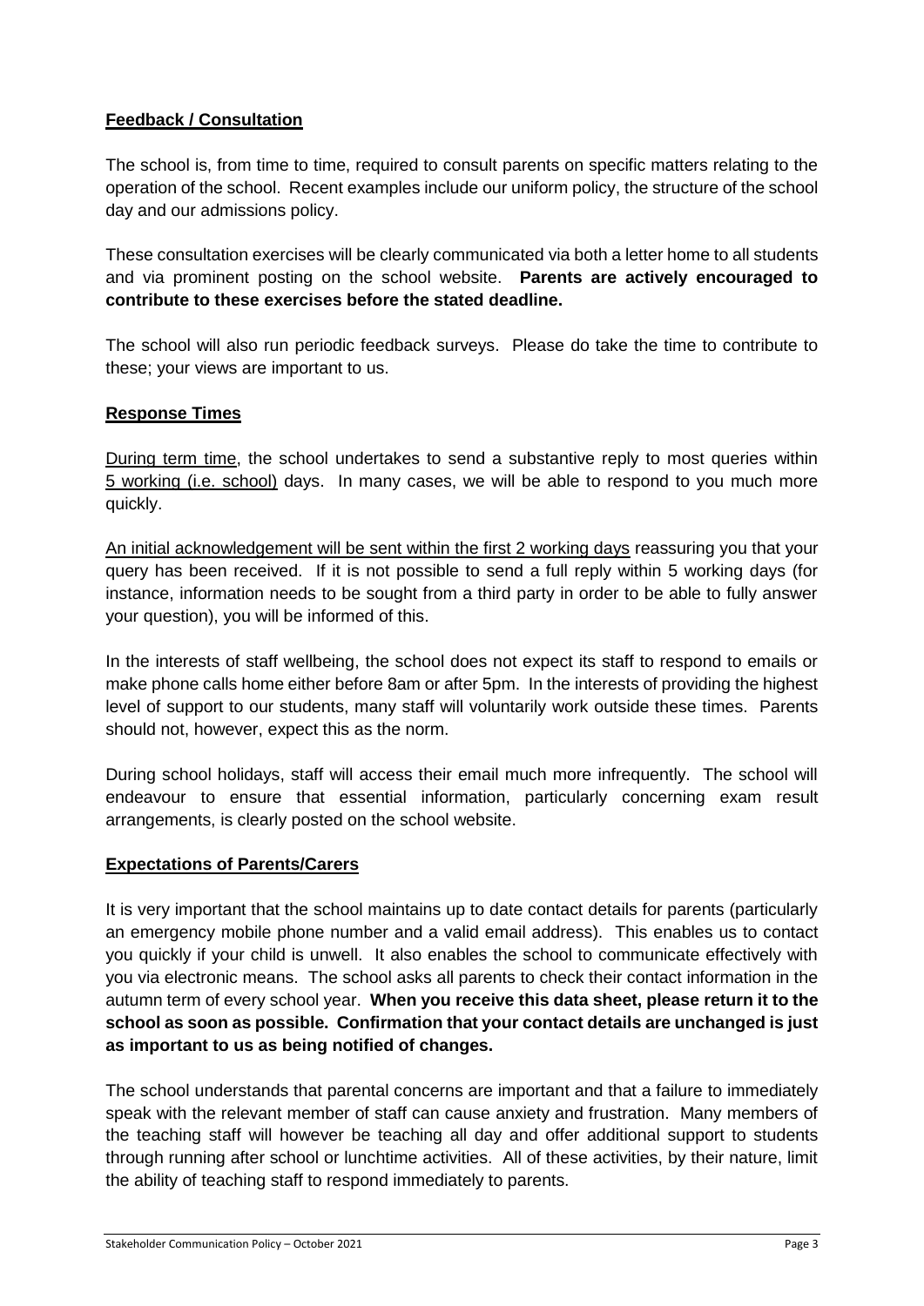**Feedback / Consultation**

The school is, from time to time, required to consult parents on specific matters relating to the operation of the school. Recent examples include our uniform policy, the structure of the school day and our admissions policy.

These consultation exercises will be clearly communicated via both a letter home to all students and via prominent posting on the school website. **Parents are actively encouraged to contribute to these exercises before the stated deadline.**

The school will also run periodic feedback surveys. Please do take the time to contribute to these; your views are important to us.

**Response Times**

During term time, the school undertakes to send a substantive reply to most queries within 5 working (i.e. school) days. In many cases, we will be able to respond to you much more quickly.

An initial acknowledgement will be sent within the first 2 working days reassuring you that your query has been received. If it is not possible to send a full reply within 5 working days (for instance, information needs to be sought from a third party in order to be able to fully answer your question), you will be informed of this.

In the interests of staff wellbeing, the school does not expect its staff to respond to emails or make phone calls home either before 8am or after 5pm. In the interests of providing the highest level of support to our students, many staff will voluntarily work outside these times. Parents should not, however, expect this as the norm.

During school holidays, staff will access their email much more infrequently. The school will endeavour to ensure that essential information, particularly concerning exam result arrangements, is clearly posted on the school website.

**Expectations of Parents/Carers**

It is very important that the school maintains up to date contact details for parents (particularly an emergency mobile phone number and a valid email address). This enables us to contact you quickly if your child is unwell. It also enables the school to communicate effectively with you via electronic means. The school asks all parents to check their contact information in the autumn term of every school year. **When you receive this data sheet, please return it to the school as soon as possible. Confirmation that your contact details are unchanged is just as important to us as being notified of changes.**

The school understands that parental concerns are important and that a failure to immediately speak with the relevant member of staff can cause anxiety and frustration. Many members of the teaching staff will however be teaching all day and offer additional support to students through running after school or lunchtime activities. All of these activities, by their nature, limit the ability of teaching staff to respond immediately to parents.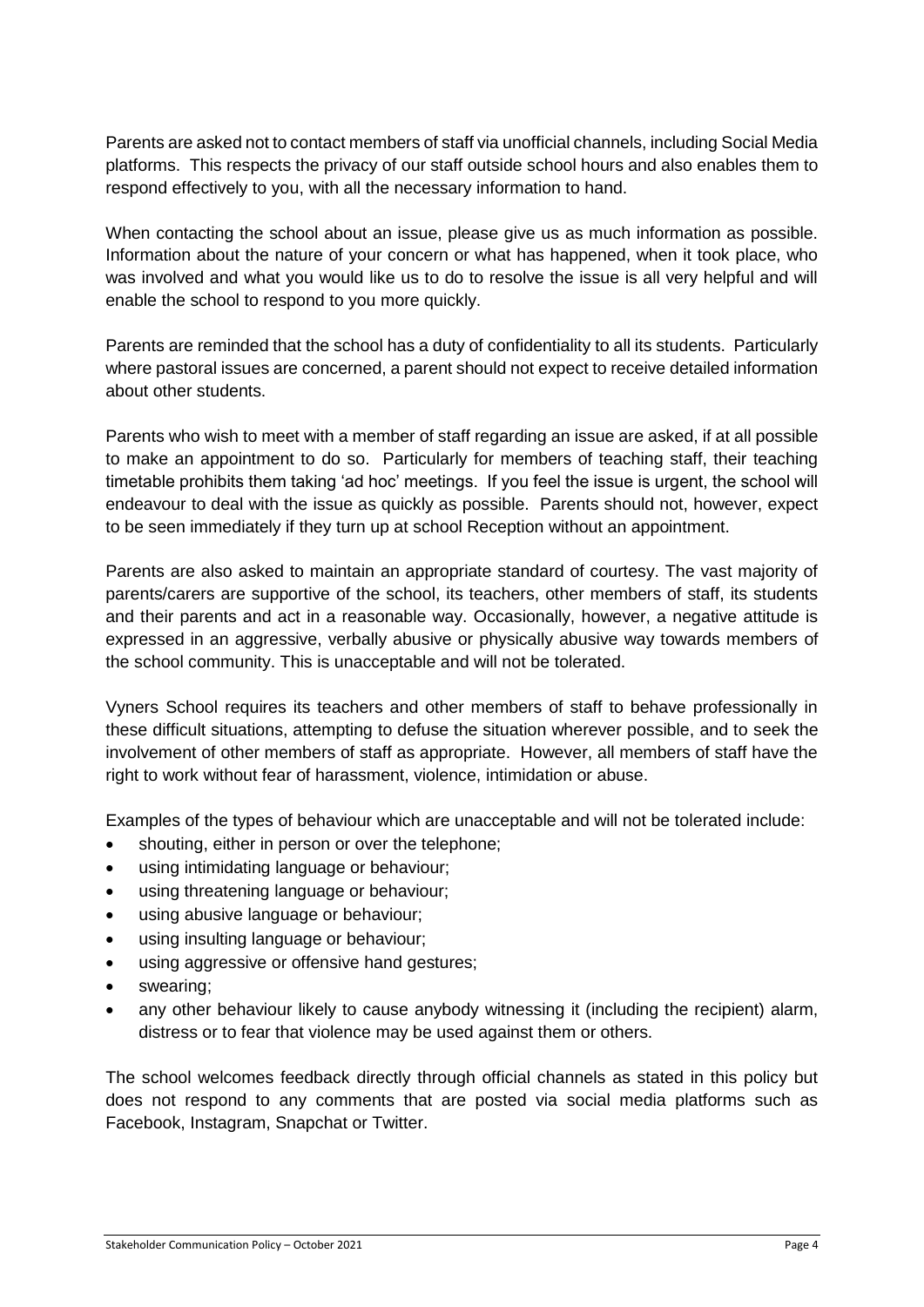Parents are asked not to contact members of staff via unofficial channels, including Social Media platforms. This respects the privacy of our staff outside school hours and also enables them to respond effectively to you, with all the necessary information to hand.

When contacting the school about an issue, please give us as much information as possible. Information about the nature of your concern or what has happened, when it took place, who was involved and what you would like us to do to resolve the issue is all very helpful and will enable the school to respond to you more quickly.

Parents are reminded that the school has a duty of confidentiality to all its students. Particularly where pastoral issues are concerned, a parent should not expect to receive detailed information about other students.

Parents who wish to meet with a member of staff regarding an issue are asked, if at all possible to make an appointment to do so. Particularly for members of teaching staff, their teaching timetable prohibits them taking 'ad hoc' meetings. If you feel the issue is urgent, the school will endeavour to deal with the issue as quickly as possible. Parents should not, however, expect to be seen immediately if they turn up at school Reception without an appointment.

Parents are also asked to maintain an appropriate standard of courtesy. The vast majority of parents/carers are supportive of the school, its teachers, other members of staff, its students and their parents and act in a reasonable way. Occasionally, however, a negative attitude is expressed in an aggressive, verbally abusive or physically abusive way towards members of the school community. This is unacceptable and will not be tolerated.

Vyners School requires its teachers and other members of staff to behave professionally in these difficult situations, attempting to defuse the situation wherever possible, and to seek the involvement of other members of staff as appropriate. However, all members of staff have the right to work without fear of harassment, violence, intimidation or abuse.

Examples of the types of behaviour which are unacceptable and will not be tolerated include:

- shouting, either in person or over the telephone;
- using intimidating language or behaviour;
- using threatening language or behaviour;
- using abusive language or behaviour;
- using insulting language or behaviour;
- using aggressive or offensive hand gestures;
- swearing;
- any other behaviour likely to cause anybody witnessing it (including the recipient) alarm, distress or to fear that violence may be used against them or others.

The school welcomes feedback directly through official channels as stated in this policy but does not respond to any comments that are posted via social media platforms such as Facebook, Instagram, Snapchat or Twitter.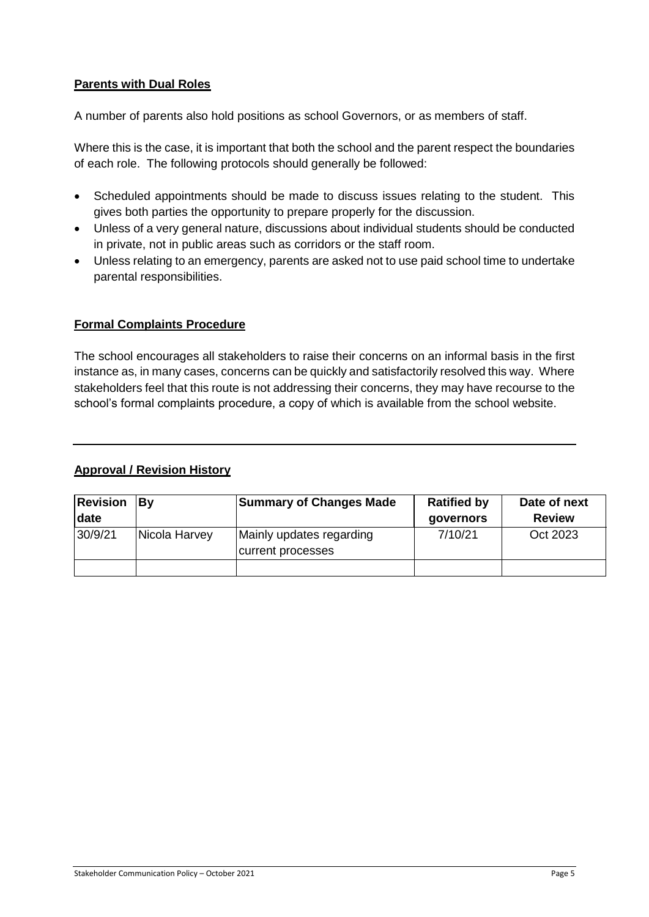## Parents with Dual Roles

A number of parents also hold positions as school Governors, or as members of staff.

Where this is the case, it is important that both the school and the parent respect the boundaries of each role. The following protocols should generally be followed:

- Scheduled appointments should be made to discuss issues relating to the student. This gives both parties the opportunity to prepare properly for the discussion.
- Unless of a very general nature, discussions about individual students should be conducted in private, not in public areas such as corridors or the staff room.
- Unless relating to an emergency, parents are asked not to use paid school time to undertake parental responsibilities.

## Formal Complaints Procedure

The school encourages all stakeholders to raise their concerns on an informal basis in the first instance as, in many cases, concerns can be quickly and satisfactorily resolved this way. Where stakeholders feel that this route is not addressing their concerns, they may have recourse to the school's formal complaints procedure, a copy of which is available from the school website.

---

## Approval / Revision History

| Revision date | By | Summary of Changes Made | Ratified by governors | Date of next Review |
|---|---|---|---|---|
| 30/9/21 | Nicola Harvey | Mainly updates regarding current processes | 7/10/21 | Oct 2023 |
| | | | | |